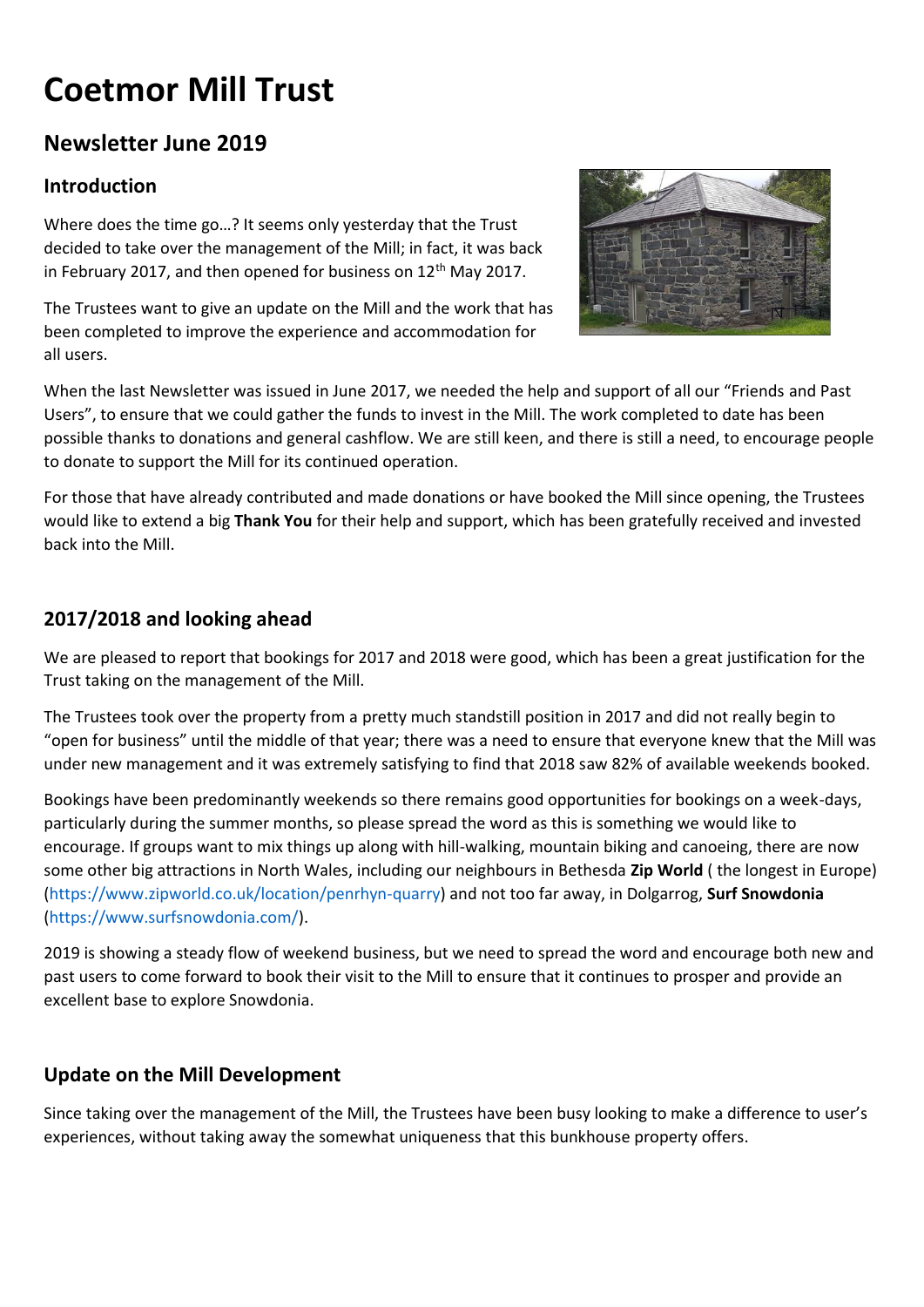# Coetmor Mill Trust

## Newsletter June 2019

### Introduction

Where does the time go…? It seems only yesterday that the Trust decided to take over the management of the Mill; in fact, it was back in February 2017, and then opened for business on 12th May 2017.

The Trustees want to give an update on the Mill and the work that has been completed to improve the experience and accommodation for all users.

When the last Newsletter was issued in June 2017, we needed the help and support of all our "Friends and Past Users", to ensure that we could gather the funds to invest in the Mill. The work completed to date has been possible thanks to donations and general cashflow. We are still keen, and there is still a need, to encourage people to donate to support the Mill for its continued operation.

For those that have already contributed and made donations or have booked the Mill since opening, the Trustees would like to extend a big **Thank You** for their help and support, which has been gratefully received and invested back into the Mill.

### 2017/2018 and looking ahead

We are pleased to report that bookings for 2017 and 2018 were good, which has been a great justification for the Trust taking on the management of the Mill.

The Trustees took over the property from a pretty much standstill position in 2017 and did not really begin to "open for business" until the middle of that year; there was a need to ensure that everyone knew that the Mill was under new management and it was extremely satisfying to find that 2018 saw 82% of available weekends booked.

Bookings have been predominantly weekends so there remains good opportunities for bookings on a week-days, particularly during the summer months, so please spread the word as this is something we would like to encourage. If groups want to mix things up along with hill-walking, mountain biking and canoeing, there are now some other big attractions in North Wales, including our neighbours in Bethesda **Zip World** ( the longest in Europe) (https://www.zipworld.co.uk/location/penrhyn-quarry) and not too far away, in Dolgarrog, **Surf Snowdonia** (https://www.surfsnowdonia.com/).

2019 is showing a steady flow of weekend business, but we need to spread the word and encourage both new and past users to come forward to book their visit to the Mill to ensure that it continues to prosper and provide an excellent base to explore Snowdonia.

### Update on the Mill Development

Since taking over the management of the Mill, the Trustees have been busy looking to make a difference to user's experiences, without taking away the somewhat uniqueness that this bunkhouse property offers.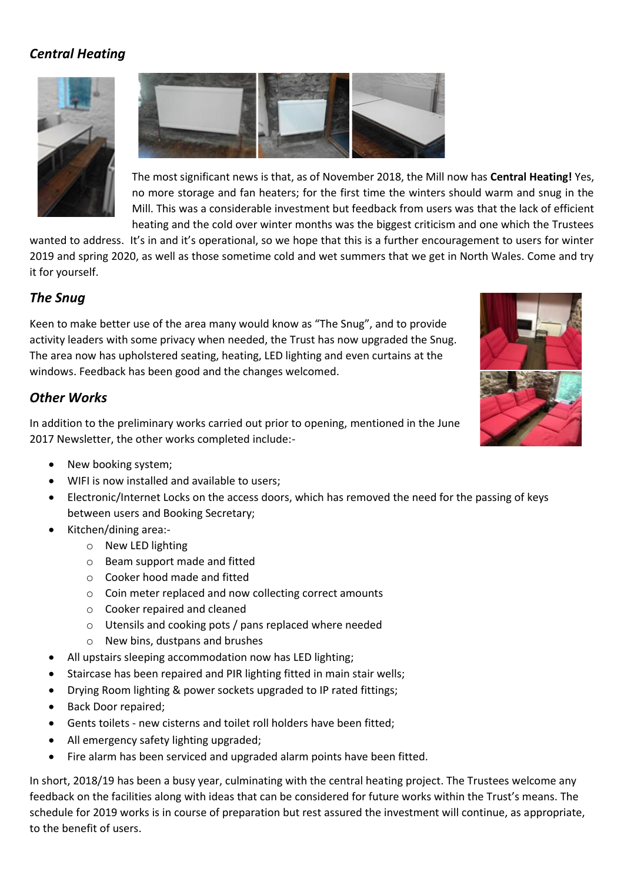## *Central Heating*

The most significant news is that, as of November 2018, the Mill now has **Central Heating!** Yes, no more storage and fan heaters; for the first time the winters should warm and snug in the Mill. This was a considerable investment but feedback from users was that the lack of efficient heating and the cold over winter months was the biggest criticism and one which the Trustees wanted to address. It's in and it's operational, so we hope that this is a further encouragement to users for winter 2019 and spring 2020, as well as those sometime cold and wet summers that we get in North Wales. Come and try it for yourself.

## *The Snug*

Keen to make better use of the area many would know as "The Snug", and to provide activity leaders with some privacy when needed, the Trust has now upgraded the Snug. The area now has upholstered seating, heating, LED lighting and even curtains at the windows. Feedback has been good and the changes welcomed.

## *Other Works*

In addition to the preliminary works carried out prior to opening, mentioned in the June 2017 Newsletter, the other works completed include:-

- New booking system;
- WIFI is now installed and available to users;
- Electronic/Internet Locks on the access doors, which has removed the need for the passing of keys between users and Booking Secretary;
- Kitchen/dining area:-
  - New LED lighting
  - Beam support made and fitted
  - Cooker hood made and fitted
  - Coin meter replaced and now collecting correct amounts
  - Cooker repaired and cleaned
  - Utensils and cooking pots / pans replaced where needed
  - New bins, dustpans and brushes
- All upstairs sleeping accommodation now has LED lighting;
- Staircase has been repaired and PIR lighting fitted in main stair wells;
- Drying Room lighting & power sockets upgraded to IP rated fittings;
- Back Door repaired;
- Gents toilets - new cisterns and toilet roll holders have been fitted;
- All emergency safety lighting upgraded;
- Fire alarm has been serviced and upgraded alarm points have been fitted.

In short, 2018/19 has been a busy year, culminating with the central heating project. The Trustees welcome any feedback on the facilities along with ideas that can be considered for future works within the Trust's means. The schedule for 2019 works is in course of preparation but rest assured the investment will continue, as appropriate, to the benefit of users.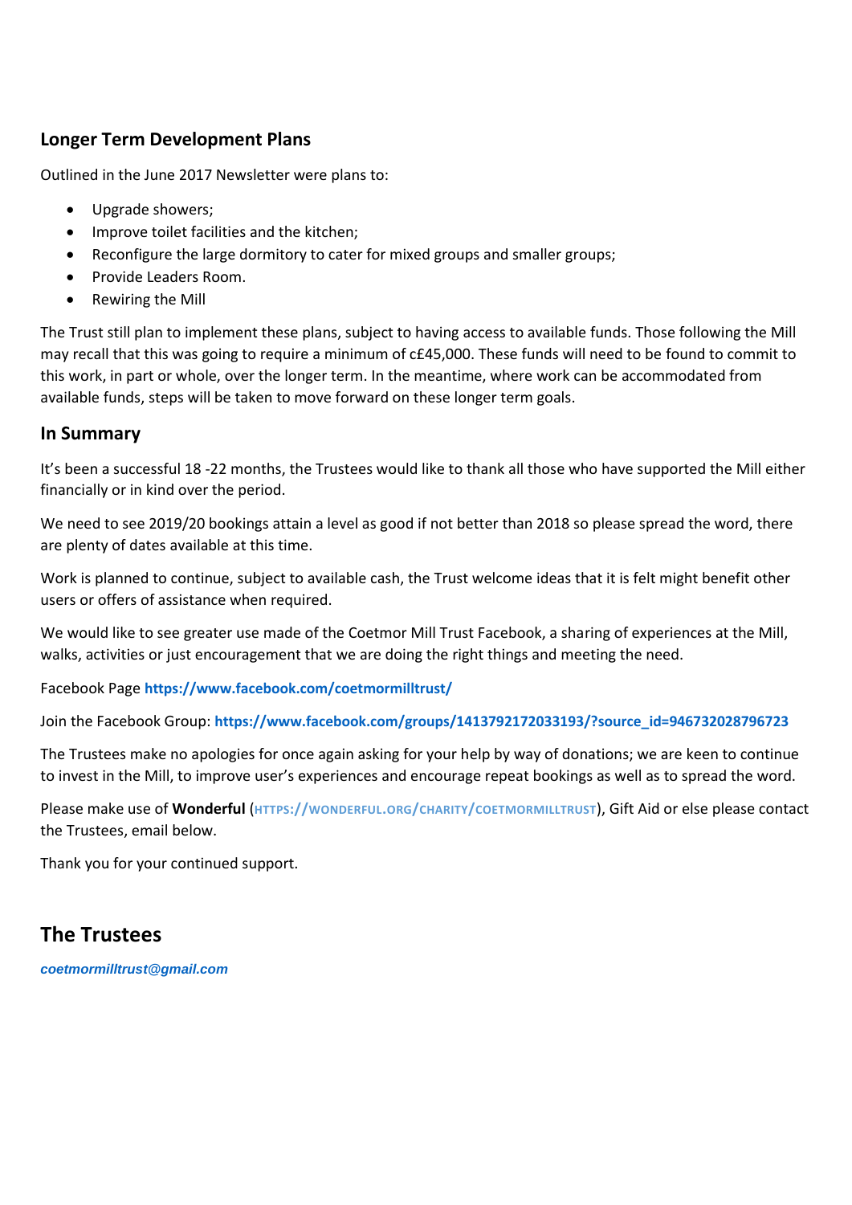## Longer Term Development Plans

Outlined in the June 2017 Newsletter were plans to:

- Upgrade showers;
- Improve toilet facilities and the kitchen;
- Reconfigure the large dormitory to cater for mixed groups and smaller groups;
- Provide Leaders Room.
- Rewiring the Mill

The Trust still plan to implement these plans, subject to having access to available funds. Those following the Mill may recall that this was going to require a minimum of c£45,000. These funds will need to be found to commit to this work, in part or whole, over the longer term. In the meantime, where work can be accommodated from available funds, steps will be taken to move forward on these longer term goals.

## In Summary

It's been a successful 18 -22 months, the Trustees would like to thank all those who have supported the Mill either financially or in kind over the period.

We need to see 2019/20 bookings attain a level as good if not better than 2018 so please spread the word, there are plenty of dates available at this time.

Work is planned to continue, subject to available cash, the Trust welcome ideas that it is felt might benefit other users or offers of assistance when required.

We would like to see greater use made of the Coetmor Mill Trust Facebook, a sharing of experiences at the Mill, walks, activities or just encouragement that we are doing the right things and meeting the need.

Facebook Page **https://www.facebook.com/coetmormilltrust/**

Join the Facebook Group: **https://www.facebook.com/groups/1413792172033193/?source_id=946732028796723**

The Trustees make no apologies for once again asking for your help by way of donations; we are keen to continue to invest in the Mill, to improve user's experiences and encourage repeat bookings as well as to spread the word.

Please make use of **Wonderful** (HTTPS://WONDERFUL.ORG/CHARITY/COETMORMILLTRUST), Gift Aid or else please contact the Trustees, email below.

Thank you for your continued support.

## The Trustees

***coetmormilltrust@gmail.com***